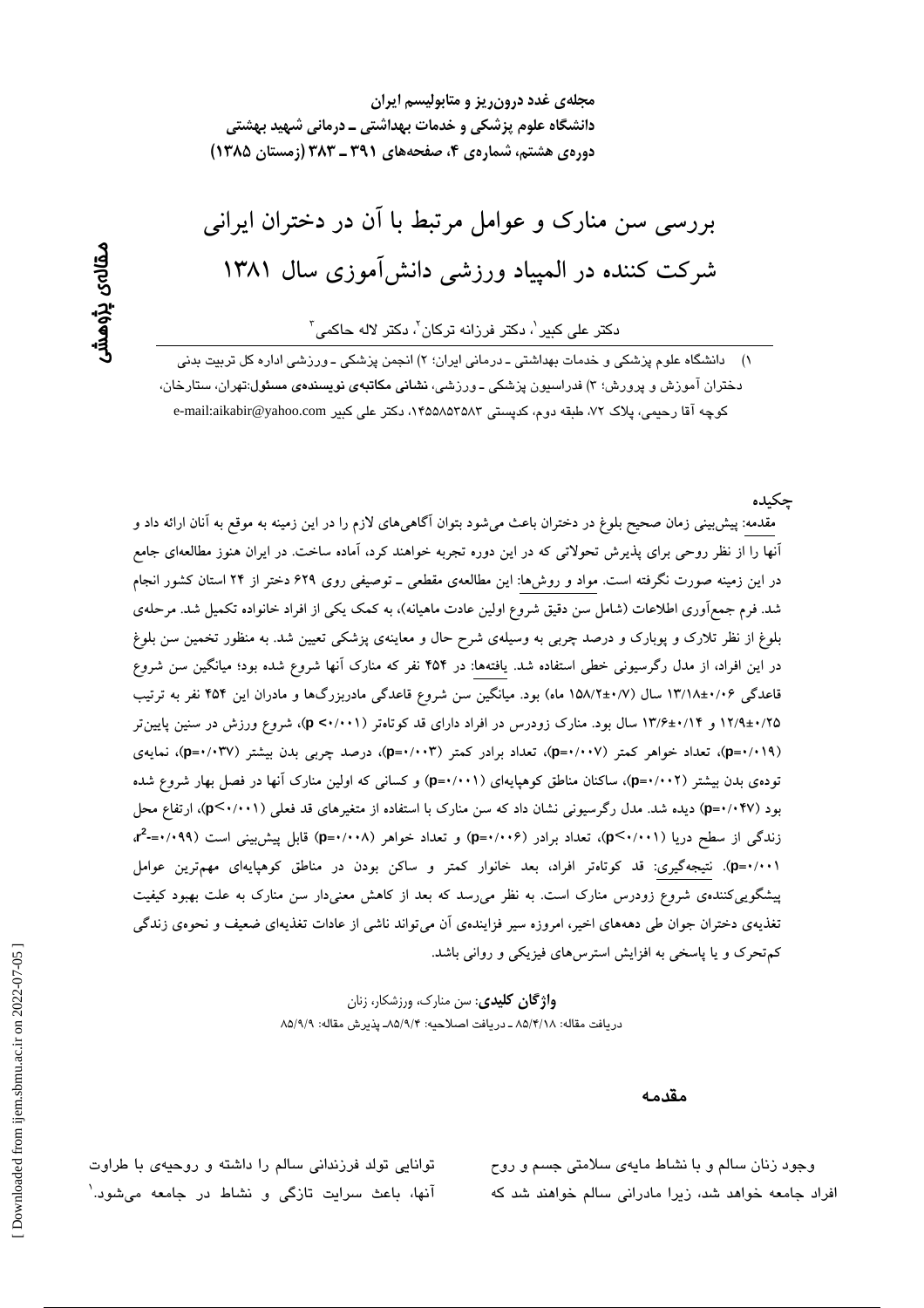مجله‌ی غدد درون‌ریز و متابولیسم ایران
دانشگاه علوم پزشکی و خدمات بهداشتی ـ درمانی شهید بهشتی
دوره‌ی هشتم، شماره‌ی ۴، صفحه‌های ۳۹۱ ـ ۳۸۳ (زمستان ۱۳۸۵)

مقاله‌ی پژوهشی

# بررسی سن منارک و عوامل مرتبط با آن در دختران ایرانی شرکت کننده در المپیاد ورزشی دانش‌آموزی سال ۱۳۸۱

دکتر علی کبیر[۱]، دکتر فرزانه ترکان[۲]، دکتر لاله حاکمی[۳]

۱) دانشگاه علوم پزشکی و خدمات بهداشتی ـ درمانی ایران؛ ۲) انجمن پزشکی ـ ورزشی اداره کل تربیت بدنی دختران آموزش و پرورش؛ ۳) فدراسیون پزشکی ـ ورزشی، **نشانی مکاتبه‌ی نویسنده‌ی مسئول**:تهران، ستارخان، کوچه آقا رحیمی، پلاک ۷۲، طبقه دوم، کدپستی ۱۴۵۵۸۵۳۵۸۳، دکتر علی کبیر e-mail:aikabir@yahoo.com

## چکیده

مقدمه: پیش‌بینی زمان صحیح بلوغ در دختران باعث می‌شود بتوان آگاهی‌های لازم را در این زمینه به موقع به آنان ارائه داد و آنها را از نظر روحی برای پذیرش تحولاتی که در این دوره تجربه خواهند کرد، آماده ساخت. در ایران هنوز مطالعه‌ای جامع در این زمینه صورت نگرفته است. مواد و روش‌ها: این مطالعه‌ی مقطعی ـ توصیفی روی ۶۲۹ دختر از ۲۴ استان کشور انجام شد. فرم جمع‌آوری اطلاعات (شامل سن دقیق شروع اولین عادت ماهیانه)، به کمک یکی از افراد خانواده تکمیل شد. مرحله‌ی بلوغ از نظر تلارک و پوبارک و درصد چربی به وسیله‌ی شرح حال و معاینه‌ی پزشکی تعیین شد. به منظور تخمین سن بلوغ در این افراد، از مدل رگرسیونی خطی استفاده شد. یافته‌ها: در ۴۵۴ نفر که منارک آنها شروع شده بود؛ میانگین سن شروع قاعدگی ۰/۰۶±۱۳/۱۸ سال (۰/۷±۱۵۸/۲ ماه) بود. میانگین سن شروع قاعدگی مادربزرگ‌ها و مادران این ۴۵۴ نفر به ترتیب ۰/۲۵±۱۲/۹ و ۰/۱۴±۱۳/۶ سال بود. منارک زودرس در افراد دارای قد کوتاه‌تر ($p<0.001$)، شروع ورزش در سنین پایین‌تر ($p=0.019$)، تعداد خواهر کمتر ($p=0.007$)، تعداد برادر کمتر ($p=0.003$)، درصد چربی بدن بیشتر ($p=0.037$)، نمایه‌ی توده‌ی بدن بیشتر ($p=0.002$)، ساکنان مناطق کوهپایه‌ای ($p=0.001$) و کسانی که اولین منارک آنها در فصل بهار شروع شده بود ($p=0.047$) دیده شد. مدل رگرسیونی نشان داد که سن منارک با استفاده از متغیرهای قد فعلی ($p<0.001$)، ارتفاع محل زندگی از سطح دریا ($p<0.001$)، تعداد برادر ($p=0.006$) و تعداد خواهر ($p=0.008$) قابل پیش‌بینی است ($r^2=0.099$، $p=0.001$). نتیجه‌گیری: قد کوتاه‌تر افراد، بعد خانوار کمتر و ساکن بودن در مناطق کوهپایه‌ای مهم‌ترین عوامل پیشگویی‌کننده‌ی شروع زودرس منارک است. به نظر می‌رسد که بعد از کاهش معنی‌دار سن منارک به علت بهبود کیفیت تغذیه‌ی دختران جوان طی دهه‌های اخیر، امروزه سیر فزاینده‌ی آن می‌تواند ناشی از عادات تغذیه‌ای ضعیف و نحوه‌ی زندگی کم‌تحرک و یا پاسخی به افزایش استرس‌های فیزیکی و روانی باشد.

**واژگان کلیدی**: سن منارک، ورزشکار، زنان

دریافت مقاله: ۸۵/۴/۱۸ ـ دریافت اصلاحیه: ۸۵/۹/۴ـ پذیرش مقاله: ۸۵/۹/۹

## مقدمه

وجود زنان سالم و با نشاط مایه‌ی سلامتی جسم و روح افراد جامعه خواهد شد، زیرا مادرانی سالم خواهند شد که توانایی تولد فرزندانی سالم را داشته و روحیه‌ی با طراوت آنها، باعث سرایت تازگی و نشاط در جامعه می‌شود.[۱]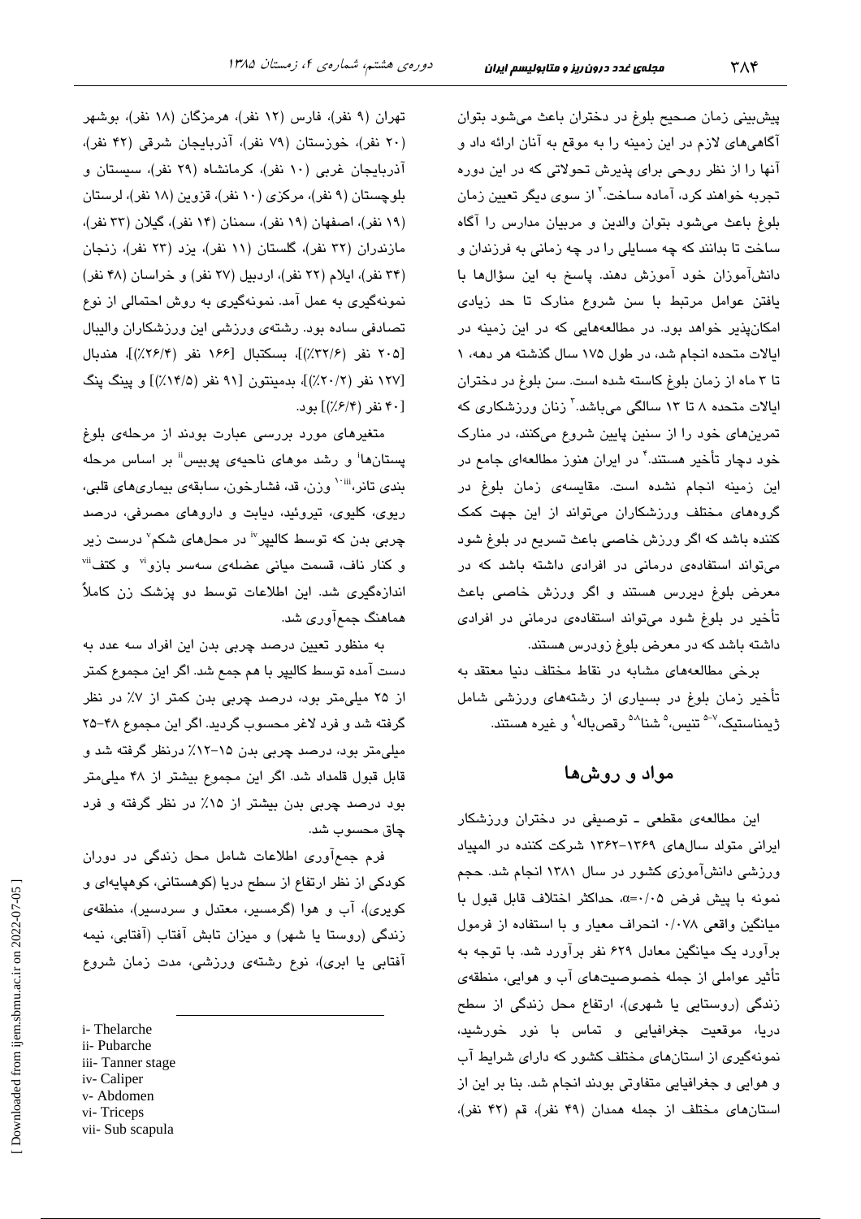پیش‌بینی زمان صحیح بلوغ در دختران باعث می‌شود بتوان آگاهی‌های لازم در این زمینه را به موقع به آنان ارائه داد و آنها را از نظر روحی برای پذیرش تحولاتی که در این دوره تجربه خواهند کرد، آماده ساخت.[۲] از سوی دیگر تعیین زمان بلوغ باعث می‌شود بتوان والدین و مربیان مدارس را آگاه ساخت تا بدانند که چه مسایلی را در چه زمانی به فرزندان و دانش‌آموزان خود آموزش دهند. پاسخ به این سؤال‌ها با یافتن عوامل مرتبط با سن شروع منارک تا حد زیادی امکان‌پذیر خواهد بود. در مطالعه‌هایی که در این زمینه در ایالات متحده انجام شد، در طول ۱۷۵ سال گذشته هر دهه، ۱ تا ۳ ماه از زمان بلوغ کاسته شده است. سن بلوغ در دختران ایالات متحده ۸ تا ۱۳ سالگی می‌باشد.[۳] زنان ورزشکاری که تمرین‌های خود را از سنین پایین شروع می‌کنند، در منارک خود دچار تأخیر هستند.[۴] در ایران هنوز مطالعه‌ای جامع در این زمینه انجام نشده است. مقایسه‌ی زمان بلوغ در گروه‌های مختلف ورزشکاران می‌تواند از این جهت کمک کننده باشد که اگر ورزش خاصی باعث تسریع در بلوغ شود می‌تواند استفاده‌ی درمانی در افرادی داشته باشد که در معرض بلوغ دیررس هستند و اگر ورزش خاصی باعث تأخیر در بلوغ شود می‌تواند استفاده‌ی درمانی در افرادی داشته باشد که در معرض بلوغ زودرس هستند.

برخی مطالعه‌های مشابه در نقاط مختلف دنیا معتقد به تأخیر زمان بلوغ در بسیاری از رشته‌های ورزشی شامل ژیمناستیک،[۵-۷] تنیس،[۵] شنا[۵،۸] رقص‌باله[۹] و غیره هستند.

## مواد و روش‌ها

این مطالعه‌ی مقطعی ـ توصیفی در دختران ورزشکار ایرانی متولد سال‌های ۱۳۶۹-۱۳۶۲ شرکت کننده در المپیاد ورزشی دانش‌آموزی کشور در سال ۱۳۸۱ انجام شد. حجم نمونه با پیش فرض $\alpha=0.05$، حداکثر اختلاف قابل قبول با میانگین واقعی ۰/۰۷۸ انحراف معیار و با استفاده از فرمول برآورد یک میانگین معادل ۶۲۹ نفر برآورد شد. با توجه به تأثیر عواملی از جمله خصوصیت‌های آب و هوایی، منطقه‌ی زندگی (روستایی یا شهری)، ارتفاع محل زندگی از سطح دریا، موقعیت جغرافیایی و تماس با نور خورشید، نمونه‌گیری از استان‌های مختلف کشور که دارای شرایط آب و هوایی و جغرافیایی متفاوتی بودند انجام شد. بنا بر این از استان‌های مختلف از جمله همدان (۴۹ نفر)، قم (۴۲ نفر)، تهران (۹ نفر)، فارس (۱۲ نفر)، هرمزگان (۱۸ نفر)، بوشهر (۲۰ نفر)، خوزستان (۷۹ نفر)، آذربایجان شرقی (۴۲ نفر)، آذربایجان غربی (۱۰ نفر)، کرمانشاه (۲۹ نفر)، سیستان و بلوچستان (۹ نفر)، مرکزی (۱۰ نفر)، قزوین (۱۸ نفر)، لرستان (۱۹ نفر)، اصفهان (۱۹ نفر)، سمنان (۱۴ نفر)، گیلان (۳۳ نفر)، مازندران (۳۲ نفر)، گلستان (۱۱ نفر)، یزد (۲۳ نفر)، زنجان (۳۴ نفر)، ایلام (۲۲ نفر)، اردبیل (۲۷ نفر) و خراسان (۴۸ نفر) نمونه‌گیری به عمل آمد. نمونه‌گیری به روش احتمالی از نوع تصادفی ساده بود. رشته‌ی ورزشی این ورزشکاران والیبال [۲۰۵ نفر (۳۲/۶٪)]، بسکتبال [۱۶۶ نفر (۲۶/۴٪)]، هندبال [۱۲۷ نفر (۲۰/۲٪)]، بدمینتون [۹۱ نفر (۱۴/۵٪)] و پینگ پنگ [۴۰ نفر (۶/۴٪)] بود.

متغیرهای مورد بررسی عبارت بودند از مرحله‌ی بلوغ پستان‌ها[i] و رشد موهای ناحیه‌ی پوبیس[ii] بر اساس مرحله بندی تانر،[iii،۱۰] وزن، قد، فشارخون، سابقه‌ی بیماری‌های قلبی، ریوی، کلیوی، تیروئید، دیابت و داروهای مصرفی، درصد چربی بدن که توسط کالیپر[iv] در محل‌های شکم[v] درست زیر و کنار ناف، قسمت میانی عضله‌ی سه‌سر بازو[vi] و کتف[vii] اندازه‌گیری شد. این اطلاعات توسط دو پزشک زن کاملاً هماهنگ جمع‌آوری شد.

به منظور تعیین درصد چربی بدن این افراد سه عدد به دست آمده توسط کالیپر با هم جمع شد. اگر این مجموع کمتر از ۲۵ میلی‌متر بود، درصد چربی بدن کمتر از ۷٪ در نظر گرفته شد و فرد لاغر محسوب گردید. اگر این مجموع ۴۸-۲۵ میلی‌متر بود، درصد چربی بدن ۱۵-۱۲٪ درنظر گرفته شد و قابل قبول قلمداد شد. اگر این مجموع بیشتر از ۴۸ میلی‌متر بود درصد چربی بدن بیشتر از ۱۵٪ در نظر گرفته و فرد چاق محسوب شد.

فرم جمع‌آوری اطلاعات شامل محل زندگی در دوران کودکی از نظر ارتفاع از سطح دریا (کوهستانی، کوهپایه‌ای و کویری)، آب و هوا (گرمسیر، معتدل و سردسیر)، منطقه‌ی زندگی (روستا یا شهر) و میزان تابش آفتاب (آفتابی، نیمه آفتابی یا ابری)، نوع رشته‌ی ورزشی، مدت زمان شروع

---

i- Thelarche
ii- Pubarche
iii- Tanner stage
iv- Caliper
v- Abdomen
vi- Triceps
vii- Sub scapula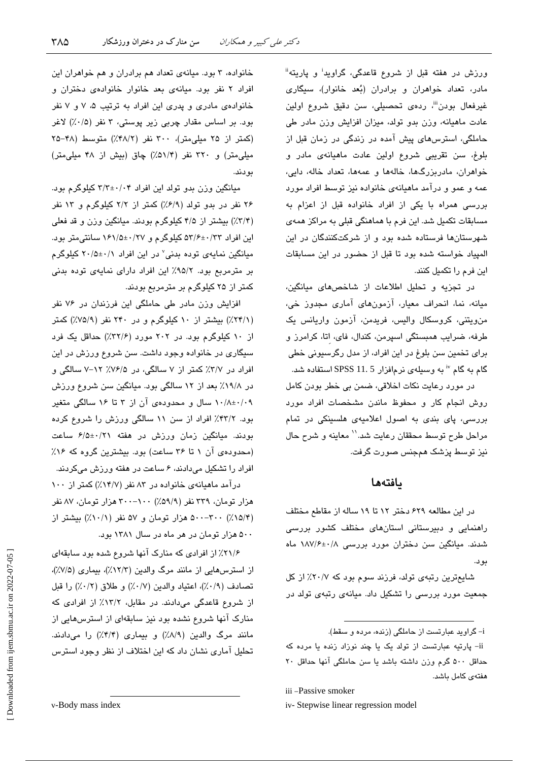ورزش در هفته قبل از شروع قاعدگی، گراوید[i] و پاریته[ii] مادر، تعداد خواهران و برادران (بُعد خانوار)، سیگاری غیرفعال بودن[iii]، رده‌ی تحصیلی، سن دقیق شروع اولین عادت ماهیانه، وزن بدو تولد، میزان افزایش وزن مادر طی حاملگی، استرس‌های پیش آمده در زندگی در زمان قبل از بلوغ، سن تقریبی شروع اولین عادت ماهیانه‌ی مادر و خواهران، مادربزرگ‌ها، خاله‌ها و عمه‌ها، تعداد خاله، دایی، عمه و عمو و درآمد ماهیانه‌ی خانواده نیز توسط افراد مورد بررسی همراه با یکی از افراد خانواده قبل از اعزام به مسابقات تکمیل شد. این فرم با هماهنگی قبلی به مراکز همه‌ی شهرستان‌ها فرستاده شده بود و از شرکت‌کنندگان در این المپیاد خواسته شده بود تا قبل از حضور در این مسابقات این فرم را تکمیل کنند.

در تجزیه و تحلیل اطلاعات از شاخص‌های میانگین، میانه، نما، انحراف معیار، آزمون‌های آماری مجذور خی، من‌ویتنی، کروسکال والیس، فریدمن، آزمون واریانس یک طرفه، ضرایب همبستگی اسپرمن، کندال، فای، اتا، کرامرز و برای تخمین سن بلوغ در این افراد، از مدل رگرسیونی خطی گام به گام[iv] به وسیله‌ی نرم‌افزار SPSS 11. 5 استفاده شد.

در مورد رعایت نکات اخلاقی، ضمن بی خطر بودن کامل روش انجام کار و محفوظ ماندن مشخصات افراد مورد بررسی، پای بندی به اصول اعلامیه‌ی هلسینکی در تمام مراحل طرح توسط محققان رعایت شد.[11] معاینه و شرح حال نیز توسط پزشک هم‌جنس صورت گرفت.

## یافته‌ها

در این مطالعه ۶۲۹ دختر ۱۲ تا ۱۹ ساله از مقاطع مختلف راهنمایی و دبیرستانی استان‌های مختلف کشور بررسی شدند. میانگین سن دختران مورد بررسی ۰/۸±۱۸۷/۶ ماه بود.

شایع‌ترین رتبه‌ی تولد، فرزند سوم بود که ۲۰/۷٪ از کل جمعیت مورد بررسی را تشکیل داد. میانه‌ی رتبه‌ی تولد در خانواده، ۳ بود. میانه‌ی تعداد هم برادران و هم خواهران این افراد ۲ نفر بود. میانه‌ی بعد خانوار خانواده‌ی دختران و خانواده‌ی مادری و پدری این افراد به ترتیب ۵، ۷ و ۷ نفر بود. بر اساس مقدار چربی زیر پوستی، ۳ نفر (۰/۵٪) لاغر (کمتر از ۲۵ میلی‌متر)، ۳۰۰ نفر (۴۸/۲٪) متوسط (۴۸-۲۵ میلی‌متر) و ۳۲۰ نفر (۵۱/۴٪) چاق (بیش از ۴۸ میلی‌متر) بودند.

میانگین وزن بدو تولد این افراد ۰/۰۴±۳/۳ کیلوگرم بود. ۲۶ نفر در بدو تولد (۶/۹٪) کمتر از ۲/۲ کیلوگرم و ۱۳ نفر (۳/۴٪) بیشتر از ۴/۵ کیلوگرم بودند. میانگین وزن و قد فعلی این افراد ۰/۳۳±۵۳/۶ کیلوگرم و ۰/۲۷±۱۶۱/۵ سانتی‌متر بود. میانگین نمایه‌ی توده بدنی[v] در این افراد ۰/۱±۲۰/۵ کیلوگرم بر مترمربع بود. ۹۵/۲٪ این افراد دارای نمایه‌ی توده بدنی کمتر از ۲۵ کیلوگرم بر مترمربع بودند.

افزایش وزن مادر طی حاملگی این فرزندان در ۷۶ نفر (۲۴/۱٪) بیشتر از ۱۰ کیلوگرم و در ۲۴۰ نفر (۷۵/۹٪) کمتر از ۱۰ کیلوگرم بود. در ۲۰۲ مورد (۳۲/۶٪) حداقل یک فرد سیگاری در خانواده وجود داشت. سن شروع ورزش در این افراد در ۳/۷٪ کمتر از ۷ سالگی، در ۷۶/۵٪ ۱۲-۷ سالگی و در ۱۹/۸٪ بعد از ۱۲ سالگی بود. میانگین سن شروع ورزش ۰/۰۹±۱۰/۸ سال و محدوده‌ی آن از ۳ تا ۱۶ سالگی متغیر بود. ۴۳/۲٪ افراد از سن ۱۱ سالگی ورزش را شروع کرده بودند. میانگین زمان ورزش در هفته ۰/۲۱±۶/۵ ساعت (محدوده‌ی آن ۱ تا ۳۶ ساعت) بود. بیشترین گروه که ۱۶٪ افراد را تشکیل می‌دادند، ۶ ساعت در هفته ورزش می‌کردند.

درآمد ماهیانه‌ی خانواده در ۸۳ نفر (۱۴/۷٪) کمتر از ۱۰۰ هزار تومان، ۳۳۹ نفر (۵۹/۹٪) ۱۰۰-۳۰۰ هزار تومان، ۸۷ نفر (۱۵/۴٪) ۳۰۰-۵۰۰ هزار تومان و ۵۷ نفر (۱۰/۱٪) بیشتر از ۵۰۰ هزار تومان در هر ماه در سال ۱۳۸۱ بود.

۲۱/۶٪ از افرادی که منارک آنها شروع شده بود سابقه‌ای از استرس‌هایی از مانند مرگ والدین (۱۲/۳٪)، بیماری (۷/۵٪)، تصادف (۰/۹٪)، اعتیاد والدین (۰/۷٪) و طلاق (۰/۲٪) را قبل از شروع قاعدگی می‌دادند. در مقابل، ۱۳/۲٪ از افرادی که منارک آنها شروع نشده بود نیز سابقه‌ای از استرس‌هایی از مانند مرگ والدین (۸/۹٪) و بیماری (۴/۴٪) را می‌دادند. تحلیل آماری نشان داد که این اختلاف از نظر وجود استرس

---

i- گراوید عبارتست از حاملگی (زنده، مرده و سقط).

ii- پاریته عبارتست از تولد یک یا چند نوزاد زنده یا مرده که حداقل ۵۰۰ گرم وزن داشته باشد یا سن حاملگی آنها حداقل ۲۰ هفته‌ی کامل باشد.

iii -Passive smoker

iv- Stepwise linear regression model

v-Body mass index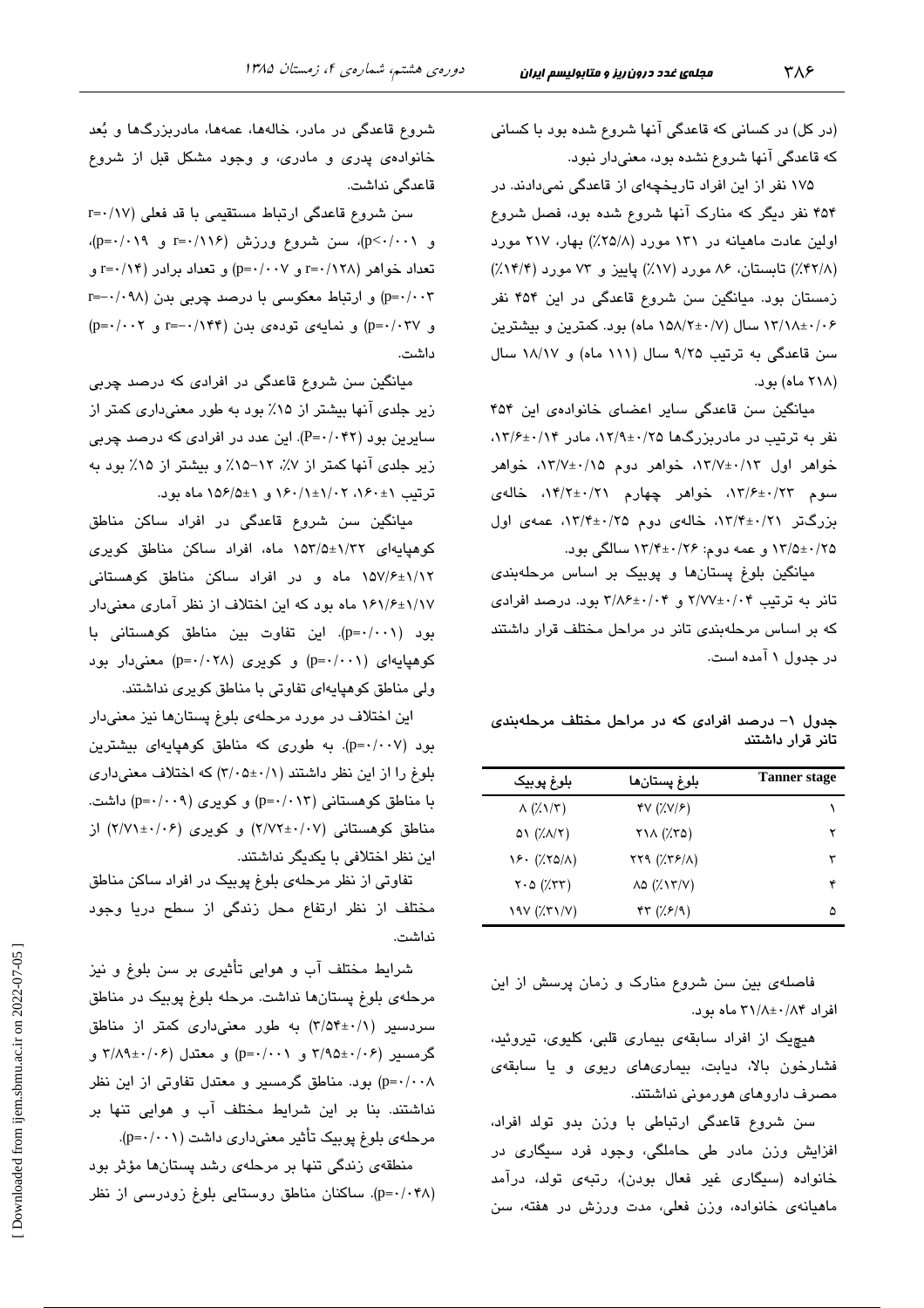(در کل) در کسانی که قاعدگی آنها شروع شده بود با کسانی که قاعدگی آنها شروع نشده بود، معنی‌دار نبود.

۱۷۵ نفر از این افراد تاریخچه‌ای از قاعدگی نمی‌دادند. در ۴۵۴ نفر دیگر که منارک آنها شروع شده بود، فصل شروع اولین عادت ماهیانه در ۱۳۱ مورد (۲۵/۸٪) بهار، ۲۱۷ مورد (۴۲/۸٪) تابستان، ۸۶ مورد (۱۷٪) پاییز و ۷۳ مورد (۱۴/۴٪) زمستان بود. میانگین سن شروع قاعدگی در این ۴۵۴ نفر ۰/۰۶±۱۳/۱۸ سال (۰/۷±۱۵۸/۲ ماه) بود. کمترین و بیشترین سن قاعدگی به ترتیب ۹/۲۵ سال (۱۱۱ ماه) و ۱۸/۱۷ سال (۲۱۸ ماه) بود.

میانگین سن قاعدگی سایر اعضای خانواده‌ی این ۴۵۴ نفر به ترتیب در مادربزرگ‌ها ۰/۲۵±۱۲/۹، مادر ۰/۱۴±۱۳/۶، خواهر اول ۰/۱۳±۱۳/۷، خواهر دوم ۰/۱۵±۱۳/۷، خواهر سوم ۰/۲۳±۱۳/۶، خواهر چهارم ۰/۲۱±۱۴/۲، خاله‌ی بزرگ‌تر ۰/۲۱±۱۳/۴، خاله‌ی دوم ۰/۲۵±۱۳/۴، عمه‌ی اول ۰/۲۵±۱۳/۵ و عمه دوم: ۰/۲۶±۱۳/۴ سالگی بود.

میانگین بلوغ پستان‌ها و پوبیک بر اساس مرحله‌بندی تانر به ترتیب ۰/۰۴±۲/۷۷ و ۰/۰۴±۳/۸۶ بود. درصد افرادی که بر اساس مرحله‌بندی تانر در مراحل مختلف قرار داشتند در جدول ۱ آمده است.

**جدول ۱- درصد افرادی که در مراحل مختلف مرحله‌بندی تانر قرار داشتند**

| Tanner stage | بلوغ پستان‌ها | بلوغ پوبیک |
|---|---|---|
| ۱ | ۴۷ (٪۷/۶) | ۸ (٪۱/۳) |
| ۲ | ۲۱۸ (٪۳۵) | ۵۱ (٪۸/۲) |
| ۳ | ۲۲۹ (٪۳۶/۸) | ۱۶۰ (٪۲۵/۸) |
| ۴ | ۸۵ (٪۱۳/۷) | ۲۰۵ (٪۳۳) |
| ۵ | ۴۳ (٪۶/۹) | ۱۹۷ (٪۳۱/۷) |

فاصله‌ی بین سن شروع منارک و زمان پرسش از این افراد ۰/۸۴±۳۱/۸ ماه بود.

هیچ‌یک از افراد سابقه‌ی بیماری قلبی، کلیوی، تیروئید، فشارخون بالا، دیابت، بیماری‌های ریوی و یا سابقه‌ی مصرف داروهای هورمونی نداشتند.

سن شروع قاعدگی ارتباطی با وزن بدو تولد افراد، افزایش وزن مادر طی حاملگی، وجود فرد سیگاری در خانواده (سیگاری غیر فعال بودن)، رتبه‌ی تولد، درآمد ماهیانه‌ی خانواده، وزن فعلی، مدت ورزش در هفته، سن شروع قاعدگی در مادر، خاله‌ها، عمه‌ها، مادربزرگ‌ها و بُعد خانواده‌ی پدری و مادری، و وجود مشکل قبل از شروع قاعدگی نداشت.

سن شروع قاعدگی ارتباط مستقیمی با قد فعلی (r=۰/۱۷ و p<۰/۰۰۱)، سن شروع ورزش (r=۰/۱۱۶ و p=۰/۰۱۹)، تعداد خواهر (r=۰/۱۲۸ و p=۰/۰۰۷) و تعداد برادر (r=۰/۱۴ و p=۰/۰۰۳) و ارتباط معکوسی با درصد چربی بدن (r=-۰/۰۹۸ و p=۰/۰۳۷) و نمایه‌ی توده‌ی بدن (r=-۰/۱۴۴ و p=۰/۰۰۲) داشت.

میانگین سن شروع قاعدگی در افرادی که درصد چربی زیر جلدی آنها بیشتر از ۱۵٪ بود به طور معنی‌داری کمتر از سایرین بود (P=۰/۰۴۲). این عدد در افرادی که درصد چربی زیر جلدی آنها کمتر از ۷٪، ۱۲-۱۵٪ و بیشتر از ۱۵٪ بود به ترتیب ۱±۱۶۰، ۱/۰۲±۱۶۰/۱ و ۱±۱۵۶/۵ ماه بود.

میانگین سن شروع قاعدگی در افراد ساکن مناطق کوهپایه‌ای ۱/۳۲±۱۵۳/۵ ماه، افراد ساکن مناطق کویری ۱/۱۲±۱۵۷/۶ ماه و در افراد ساکن مناطق کوهستانی ۱/۱۷±۱۶۱/۶ ماه بود که این اختلاف از نظر آماری معنی‌دار بود (p=۰/۰۰۱). این تفاوت بین مناطق کوهستانی با کوهپایه‌ای (p=۰/۰۰۱) و کویری (p=۰/۰۲۸) معنی‌دار بود ولی مناطق کوهپایه‌ای تفاوتی با مناطق کویری نداشتند.

این اختلاف در مورد مرحله‌ی بلوغ پستان‌ها نیز معنی‌دار بود (p=۰/۰۰۷). به طوری که مناطق کوهپایه‌ای بیشترین بلوغ را از این نظر داشتند (۰/۱±۳/۰۵) که اختلاف معنی‌داری با مناطق کوهستانی (p=۰/۰۱۳) و کویری (p=۰/۰۰۹) داشت. مناطق کوهستانی (۰/۰۷±۲/۷۲) و کویری (۰/۰۶±۲/۷۱) از این نظر اختلافی با یکدیگر نداشتند.

تفاوتی از نظر مرحله‌ی بلوغ پوبیک در افراد ساکن مناطق مختلف از نظر ارتفاع محل زندگی از سطح دریا وجود نداشت.

شرایط مختلف آب و هوایی تأثیری بر سن بلوغ و نیز مرحله‌ی بلوغ پستان‌ها نداشت. مرحله بلوغ پوبیک در مناطق سردسیر (۰/۱±۳/۵۴) به طور معنی‌داری کمتر از مناطق گرمسیر (۰/۰۶±۳/۹۵ و p=۰/۰۰۱) و معتدل (۰/۰۶±۳/۸۹ و p=۰/۰۰۸) بود. مناطق گرمسیر و معتدل تفاوتی از این نظر نداشتند. بنا بر این شرایط مختلف آب و هوایی تنها بر مرحله‌ی بلوغ پوبیک تأثیر معنی‌داری داشت (p=۰/۰۰۱).

منطقه‌ی زندگی تنها بر مرحله‌ی رشد پستان‌ها مؤثر بود (p=۰/۰۴۸). ساکنان مناطق روستایی بلوغ زودرسی از نظر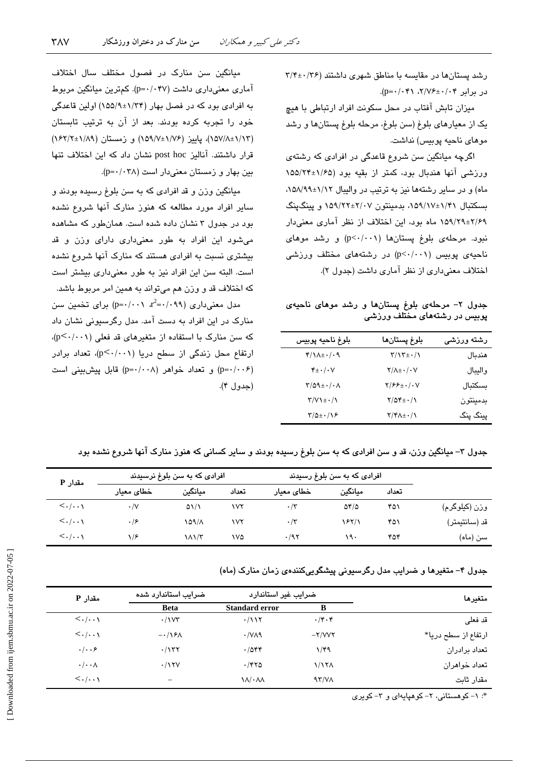رشد پستان‌ها در مقایسه با مناطق شهری داشتند (۰/۳۶±۳/۴ در برابر ۰/۰۴±۲/۷۶، p=۰/۰۴۱).

میزان تابش آفتاب در محل سکونت افراد ارتباطی با هیچ یک از معیارهای بلوغ (سن بلوغ، مرحله بلوغ پستان‌ها و رشد موهای ناحیه پوبیس) نداشت.

اگرچه میانگین سن شروع قاعدگی در افرادی که رشته‌ی ورزشی آنها هندبال بود، کمتر از بقیه بود (۱/۶۵±۱۵۵/۲۴ ماه) و در سایر رشته‌ها نیز به ترتیب در والیبال ۱/۱۲±۱۵۸/۹۹، بسکتبال ۱/۴۱±۱۵۹/۱۷، بدمینتون ۲/۰۷±۱۵۹/۲۲ و پینگ‌پنگ ۲/۶۹±۱۵۹/۲۹ ماه بود، این اختلاف از نظر آماری معنی‌دار نبود. مرحله‌ی بلوغ پستان‌ها (p<۰/۰۰۱) و رشد موهای ناحیه‌ی پوبیس (p<۰/۰۰۱) در رشته‌های مختلف ورزشی اختلاف معنی‌داری از نظر آماری داشت (جدول ۲).

**جدول ۲- مرحله‌ی بلوغ پستان‌ها و رشد موهای ناحیه‌ی پوبیس در رشته‌های مختلف ورزشی**

| رشته ورزشی | بلوغ پستان‌ها | بلوغ ناحیه پوبیس |
|---|---|---|
| هندبال | ۰/۱±۳/۱۳ | ۰/۰۹±۴/۱۸ |
| والیبال | ۰/۰۷±۲/۸ | ۰/۰۷±۴ |
| بسکتبال | ۰/۰۷±۲/۶۶ | ۰/۰۸±۳/۵۹ |
| بدمینتون | ۰/۱±۲/۵۴ | ۰/۱±۳/۷۱ |
| پینگ پنگ | ۰/۱±۲/۴۸ | ۰/۱۶±۳/۵ |

میانگین سن منارک در فصول مختلف سال اختلاف آماری معنی‌داری داشت (p=۰/۰۴۷). کم‌ترین میانگین مربوط به افرادی بود که در فصل بهار (۱/۳۴±۱۵۵/۹) اولین قاعدگی خود را تجربه کرده بودند. بعد از آن به ترتیب تابستان (۱/۱۳±۱۵۷/۸)، پاییز (۱/۷۶±۱۵۹/۷) و زمستان (۱/۸۹±۱۶۲/۲) قرار داشتند. آنالیز post hoc نشان داد که این اختلاف تنها بین بهار و زمستان معنی‌دار است (p=۰/۰۳۸).

میانگین وزن و قد افرادی که به سن بلوغ رسیده بودند و سایر افراد مورد مطالعه که هنوز منارک آنها شروع نشده بود در جدول ۳ نشان داده شده است. همان‌طور که مشاهده می‌شود این افراد به طور معنی‌داری دارای وزن و قد بیشتری نسبت به افرادی هستند که منارک آنها شروع نشده است. البته سن این افراد نیز به طور معنی‌داری بیشتر است که اختلاف قد و وزن هم می‌تواند به همین امر مربوط باشد.

مدل معنی‌داری ($r^2$=۰/۰۹۹، p=۰/۰۰۱) برای تخمین سن منارک در این افراد به دست آمد. مدل رگرسیونی نشان داد که سن منارک با استفاده از متغیرهای قد فعلی (p<۰/۰۰۱)، ارتفاع محل زندگی از سطح دریا (p<۰/۰۰۱)، تعداد برادر (p=۰/۰۰۶) و تعداد خواهر (p=۰/۰۰۸) قابل پیش‌بینی است (جدول ۴).

**جدول ۳- میانگین وزن، قد و سن افرادی که به سن بلوغ رسیده بودند و سایر کسانی که هنوز منارک آنها شروع نشده بود**

| | افرادی که به سن بلوغ رسیدند | | | افرادی که به سن بلوغ نرسیدند | | | مقدار P |
|---|---|---|---|---|---|---|---|
| | تعداد | میانگین | خطای معیار | تعداد | میانگین | خطای معیار | |
| وزن (کیلوگرم) | ۴۵۱ | ۵۴/۵ | ۰/۳ | ۱۷۲ | ۵۱/۱ | ۰/۷ | <۰/۰۰۱ |
| قد (سانتیمتر) | ۴۵۱ | ۱۶۲/۱ | ۰/۳ | ۱۷۲ | ۱۵۹/۸ | ۰/۶ | <۰/۰۰۱ |
| سن (ماه) | ۴۵۴ | ۱۹۰ | ۰/۹۲ | ۱۷۵ | ۱۸۱/۳ | ۱/۶ | <۰/۰۰۱ |

**جدول ۴- متغیرها و ضرایب مدل رگرسیونی پیشگویی‌کننده‌ی زمان منارک (ماه)**

| متغیرها | ضرایب غیر استاندارد | | ضرایب استاندارد شده | مقدار P |
|---|---|---|---|---|
| | B | Standard error | Beta | |
| قد فعلی | ۰/۴۰۴ | ۰/۱۱۲ | ۰/۱۷۳ | <۰/۰۰۱ |
| ارتفاع از سطح دریا* | -۲/۷۷۲ | ۰/۷۸۹ | -۰/۱۶۸ | <۰/۰۰۱ |
| تعداد برادران | ۱/۴۹ | ۰/۵۴۴ | ۰/۱۳۲ | ۰/۰۰۶ |
| تعداد خواهران | ۱/۱۲۸ | ۰/۴۲۵ | ۰/۱۲۷ | ۰/۰۰۸ |
| مقدار ثابت | ۹۳/۷۸ | ۱۸/۰۸۸ | – | <۰/۰۰۱ |

*: ۱- کوهستانی، ۲- کوهپایه‌ای و ۳- کویری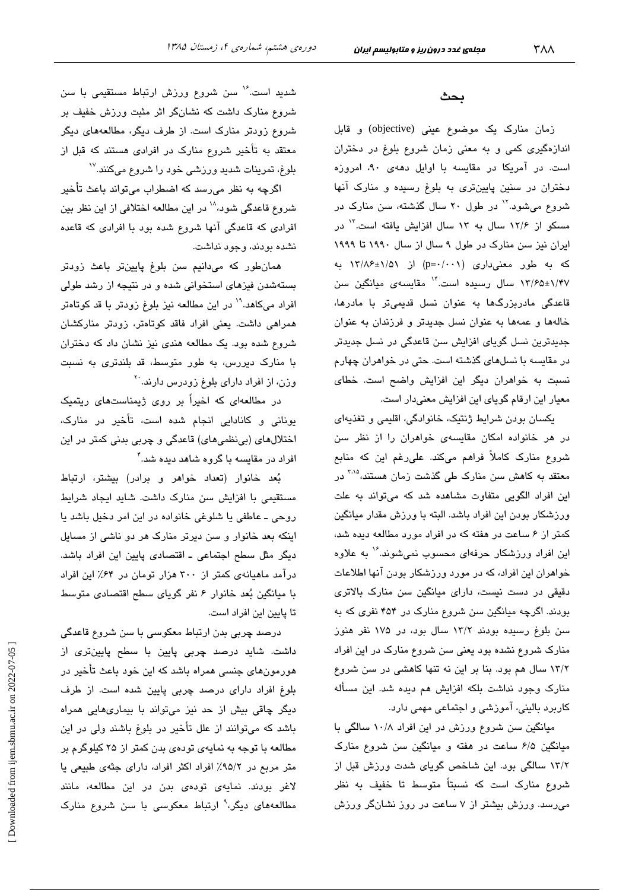## بحث

زمان منارک یک موضوع عینی (objective) و قابل اندازه‌گیری کمی و به معنی زمان شروع بلوغ در دختران است. در آمریکا در مقایسه با اوایل دهه‌ی ۹۰، امروزه دختران در سنین پایین‌تری به بلوغ رسیده و منارک آنها شروع می‌شود.[۱۲] در طول ۲۰ سال گذشته، سن منارک در مسکو از ۱۲/۶ سال به ۱۳ سال افزایش یافته است.[۱۳] در ایران نیز سن منارک در طول ۹ سال از سال ۱۹۹۰ تا ۱۹۹۹ که به طور معنی‌داری (p=۰/۰۰۱) از ۱/۵۱±۱۳/۸۶ به ۱/۴۷±۱۳/۶۵ سال رسیده است.[۱۴] مقایسه‌ی میانگین سن قاعدگی مادربزرگ‌ها به عنوان نسل قدیمی‌تر با مادرها، خاله‌ها و عمه‌ها به عنوان نسل جدیدتر و فرزندان به عنوان جدیدترین نسل گویای افزایش سن قاعدگی در نسل جدیدتر در مقایسه با نسل‌های گذشته است. حتی در خواهران چهارم نسبت به خواهران دیگر این افزایش واضح است. خطای معیار این ارقام گویای این افزایش معنی‌دار است.

یکسان بودن شرایط ژنتیک، خانوادگی، اقلیمی و تغذیه‌ای در هر خانواده امکان مقایسه‌ی خواهران را از نظر سن شروع منارک کاملاً فراهم می‌کند. علی‌رغم این که منابع معتقد به کاهش سن منارک طی گذشت زمان هستند،[۳،۱۵] در این افراد الگویی متفاوت مشاهده شد که می‌تواند به علت ورزشکار بودن این افراد باشد. البته با ورزش مقدار میانگین کمتر از ۶ ساعت در هفته که در افراد مورد مطالعه دیده شد، این افراد ورزشکار حرفه‌ای محسوب نمی‌شوند.[۱۶] به علاوه خواهران این افراد، که در مورد ورزشکار بودن آنها اطلاعات دقیقی در دست نیست، دارای میانگین سن منارک بالاتری بودند. اگرچه میانگین سن شروع منارک در ۴۵۴ نفری که به سن بلوغ رسیده بودند ۱۳/۲ سال بود، در ۱۷۵ نفر هنوز منارک شروع نشده بود یعنی سن شروع منارک در این افراد ۱۳/۲ سال هم بود. بنا بر این نه تنها کاهشی در سن شروع منارک وجود نداشت بلکه افزایش هم دیده شد. این مسأله کاربرد بالینی، آموزشی و اجتماعی مهمی دارد.

میانگین سن شروع ورزش در این افراد ۱۰/۸ سالگی با میانگین ۶/۵ ساعت در هفته و میانگین سن شروع منارک ۱۳/۲ سالگی بود. این شاخص گویای شدت ورزش قبل از شروع منارک است که نسبتاً متوسط تا خفیف به نظر می‌رسد. ورزش بیشتر از ۷ ساعت در روز نشانگر ورزش شدید است.[۱۶] سن شروع ورزش ارتباط مستقیمی با سن شروع منارک داشت که نشانگر اثر مثبت ورزش خفیف بر شروع زودتر منارک است. از طرف دیگر، مطالعه‌های دیگر معتقد به تأخیر شروع منارک در افرادی هستند که قبل از بلوغ، تمرینات شدید ورزشی خود را شروع می‌کنند.[۱۷]

اگرچه به نظر می‌رسد که اضطراب می‌تواند باعث تأخیر شروع قاعدگی شود،[۱۸] در این مطالعه اختلافی از این نظر بین افرادی که قاعدگی آنها شروع شده بود با افرادی که قاعده نشده بودند، وجود نداشت.

همان‌طور که می‌دانیم سن بلوغ پایین‌تر باعث زودتر بسته‌شدن فیزهای استخوانی شده و در نتیجه از رشد طولی افراد می‌کاهد.[۱۹] در این مطالعه نیز بلوغ زودتر با قد کوتاه‌تر همراهی داشت. یعنی افراد فاقد کوتاه‌تر، زودتر منارکشان شروع شده بود. یک مطالعه هندی نیز نشان داد که دختران با منارک دیررس، به طور متوسط، قد بلندتری به نسبت وزن، از افراد دارای بلوغ زودرس دارند.[۲۰]

در مطالعه‌ای که اخیراً بر روی ژیمناست‌های ریتمیک یونانی و کانادایی انجام شده است، تأخیر در منارک، اختلال‌های (بی‌نظمی‌های) قاعدگی و چربی بدنی کمتر در این افراد در مقایسه با گروه شاهد دیده شد.[۴]

بُعد خانوار (تعداد خواهر و برادر) بیشتر، ارتباط مستقیمی با افزایش سن منارک داشت. شاید ایجاد شرایط روحی ـ عاطفی یا شلوغی خانواده در این امر دخیل باشد یا اینکه بعد خانوار و سن دیرتر منارک هر دو ناشی از مسایل دیگر مثل سطح اجتماعی ـ اقتصادی پایین این افراد باشد. درآمد ماهیانه‌ی کمتر از ۳۰۰ هزار تومان در ۶۴٪ این افراد با میانگین بُعد خانوار ۶ نفر گویای سطح اقتصادی متوسط تا پایین این افراد است.

درصد چربی بدن ارتباط معکوسی با سن شروع قاعدگی داشت. شاید درصد چربی پایین با سطح پایین‌تری از هورمون‌های جنسی همراه باشد که این خود باعث تأخیر در بلوغ افراد دارای درصد چربی پایین شده است. از طرف دیگر چاقی بیش از حد نیز می‌تواند با بیماری‌هایی همراه باشد که می‌توانند از علل تأخیر در بلوغ باشند ولی در این مطالعه با توجه به نمایه‌ی توده‌ی بدن کمتر از ۲۵ کیلوگرم بر متر مربع در ۹۵/۲٪ افراد اکثر افراد، دارای جثه‌ی طبیعی یا لاغر بودند. نمایه‌ی توده‌ی بدن در این مطالعه، مانند مطالعه‌های دیگر،[۹] ارتباط معکوسی با سن شروع منارک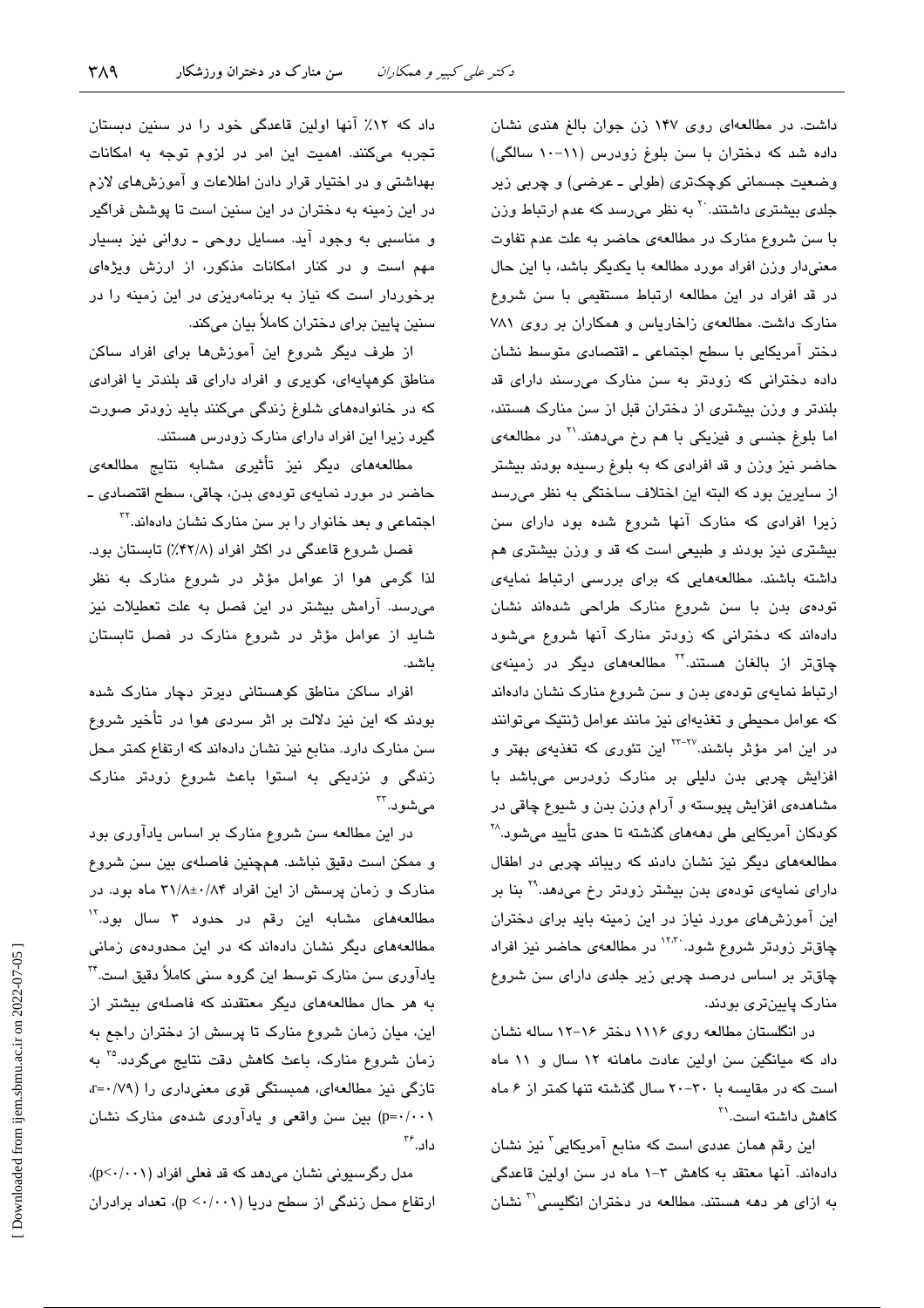داشت. در مطالعه‌ای روی ۱۴۷ زن جوان بالغ هندی نشان داده شد که دختران با سن بلوغ زودرس (۱۱-۱۰ سالگی) وضعیت جسمانی کوچک‌تری (طولی ـ عرضی) و چربی زیر جلدی بیشتری داشتند.[20] به نظر می‌رسد که عدم ارتباط وزن با سن شروع منارک در مطالعه‌ی حاضر به علت عدم تفاوت معنی‌دار وزن افراد مورد مطالعه با یکدیگر باشد، با این حال در قد افراد در این مطالعه ارتباط مستقیمی با سن شروع منارک داشت. مطالعه‌ی زاخاریاس و همکاران بر روی ۷۸۱ دختر آمریکایی با سطح اجتماعی ـ اقتصادی متوسط نشان داده دخترانی که زودتر به سن منارک می‌رسند دارای قد بلندتر و وزن بیشتری از دختران قبل از سن منارک هستند، اما بلوغ جنسی و فیزیکی با هم رخ می‌دهند.[21] در مطالعه‌ی حاضر نیز وزن و قد افرادی که به بلوغ رسیده بودند بیشتر از سایرین بود که البته این اختلاف ساختگی به نظر می‌رسد زیرا افرادی که منارک آنها شروع شده بود دارای سن بیشتری نیز بودند و طبیعی است که قد و وزن بیشتری هم داشته باشند. مطالعه‌هایی که برای بررسی ارتباط نمایه‌ی توده‌ی بدن با سن شروع منارک طراحی شده‌اند نشان داده‌اند که دخترانی که زودتر منارک آنها شروع می‌شود چاق‌تر از بالغان هستند.[22] مطالعه‌های دیگر در زمینه‌ی ارتباط نمایه‌ی توده‌ی بدن و سن شروع منارک نشان داده‌اند که عوامل محیطی و تغذیه‌ای نیز مانند عوامل ژنتیک می‌توانند در این امر مؤثر باشند.[23-27] این تئوری که تغذیه‌ی بهتر و افزایش چربی بدن دلیلی بر منارک زودرس می‌باشد با مشاهده‌ی افزایش پیوسته و آرام وزن بدن و شیوع چاقی در کودکان آمریکایی طی دهه‌های گذشته تا حدی تأیید می‌شود.[28] مطالعه‌های دیگر نیز نشان دادند که ریباند چربی در اطفال دارای نمایه‌ی توده‌ی بدن بیشتر زودتر رخ می‌دهد.[29] بنا بر این آموزش‌های مورد نیاز در این زمینه باید برای دختران چاق‌تر زودتر شروع شود.[12,30] در مطالعه‌ی حاضر نیز افراد چاق‌تر بر اساس درصد چربی زیر جلدی دارای سن شروع منارک پایین‌تری بودند.

در انگلستان مطالعه روی ۱۱۱۶ دختر ۱۶-۱۲ ساله نشان داد که میانگین سن اولین عادت ماهانه ۱۲ سال و ۱۱ ماه است که در مقایسه با ۳۰-۲۰ سال گذشته تنها کمتر از ۶ ماه کاهش داشته است.[31]

این رقم همان عددی است که منابع آمریکایی[3] نیز نشان داده‌اند. آنها معتقد به کاهش ۳-۱ ماه در سن اولین قاعدگی به ازای هر دهه هستند. مطالعه در دختران انگلیسی[31] نشان داد که ۱۲٪ آنها اولین قاعدگی خود را در سنین دبستان تجربه می‌کنند. اهمیت این امر در لزوم توجه به امکانات بهداشتی و در اختیار قرار دادن اطلاعات و آموزش‌های لازم در این زمینه به دختران در این سنین است تا پوشش فراگیر و مناسبی به وجود آید. مسایل روحی ـ روانی نیز بسیار مهم است و در کنار امکانات مذکور، از ارزش ویژه‌ای برخوردار است که نیاز به برنامه‌ریزی در این زمینه را در سنین پایین برای دختران کاملاً بیان می‌کند.

از طرف دیگر شروع این آموزش‌ها برای افراد ساکن مناطق کوهپایه‌ای، کویری و افراد دارای قد بلندتر یا افرادی که در خانواده‌های شلوغ زندگی می‌کنند باید زودتر صورت گیرد زیرا این افراد دارای منارک زودرس هستند.

مطالعه‌های دیگر نیز تأثیری مشابه نتایج مطالعه‌ی حاضر در مورد نمایه‌ی توده‌ی بدن، چاقی، سطح اقتصادی ـ اجتماعی و بعد خانوار را بر سن منارک نشان داده‌اند.[32]

فصل شروع قاعدگی در اکثر افراد (۴۲/۸٪) تابستان بود. لذا گرمی هوا از عوامل مؤثر در شروع منارک به نظر می‌رسد. آرامش بیشتر در این فصل به علت تعطیلات نیز شاید از عوامل مؤثر در شروع منارک در فصل تابستان باشد.

افراد ساکن مناطق کوهستانی دیرتر دچار منارک شده بودند که این نیز دلالت بر اثر سردی هوا در تأخیر شروع سن منارک دارد. منابع نیز نشان داده‌اند که ارتفاع کمتر محل زندگی و نزدیکی به استوا باعث شروع زودتر منارک می‌شود.[33]

در این مطالعه سن شروع منارک بر اساس یادآوری بود و ممکن است دقیق نباشد. همچنین فاصله‌ی بین سن شروع منارک و زمان پرسش از این افراد ۳۱/۸±۰/۸۴ ماه بود. در مطالعه‌های مشابه این رقم در حدود ۳ سال بود.[12] مطالعه‌های دیگر نشان داده‌اند که در این محدوده‌ی زمانی یادآوری سن منارک توسط این گروه سنی کاملاً دقیق است.[34] به هر حال مطالعه‌های دیگر معتقدند که فاصله‌ی بیشتر از این، میان زمان شروع منارک تا پرسش از دختران راجع به زمان شروع منارک، باعث کاهش دقت نتایج می‌گردد.[35] به تازگی نیز مطالعه‌ای، همبستگی قوی معنی‌داری را ($r=0/79$، $p=0/001$) بین سن واقعی و یادآوری شده‌ی منارک نشان داد.[36]

مدل رگرسیونی نشان می‌دهد که قد فعلی افراد ($p<0/001$)، ارتفاع محل زندگی از سطح دریا ($p<0/001$)، تعداد برادران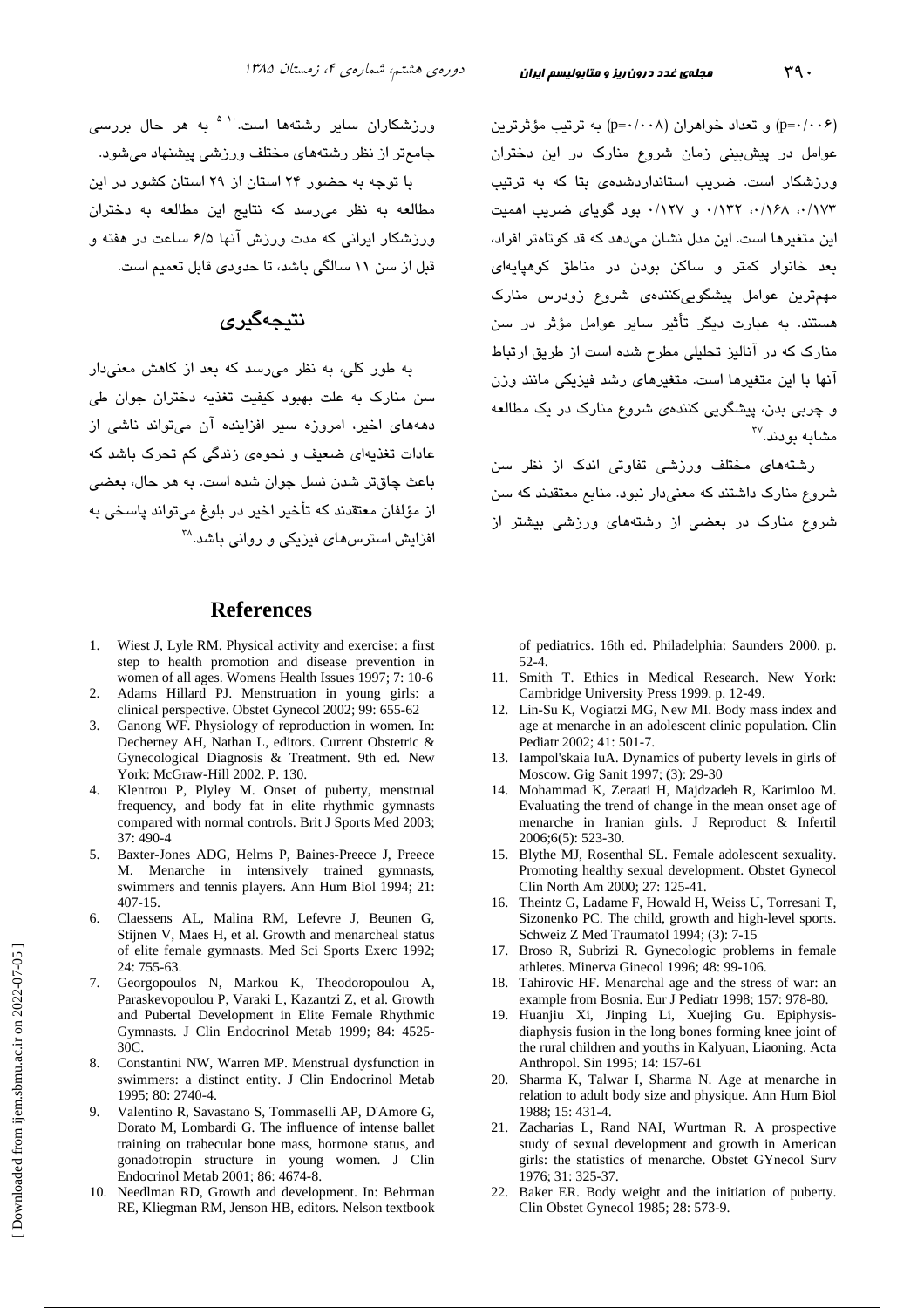(p=۰/۰۰۶) و تعداد خواهران (p=۰/۰۰۸) به ترتیب مؤثرترین عوامل در پیش‌بینی زمان شروع منارک در این دختران ورزشکار است. ضریب استانداردشده‌ی بتا که به ترتیب ۰/۱۷۳، ۰/۱۶۸، ۰/۱۳۲ و ۰/۱۲۷ بود گویای ضریب اهمیت این متغیرها است. این مدل نشان می‌دهد که قد کوتاه‌تر افراد، بعد خانوار کمتر و ساکن بودن در مناطق کوهپایه‌ای مهم‌ترین عوامل پیشگویی‌کننده‌ی شروع زودرس منارک هستند. به عبارت دیگر تأثیر سایر عوامل مؤثر در سن منارک که در آنالیز تحلیلی مطرح شده است از طریق ارتباط آنها با این متغیرها است. متغیرهای رشد فیزیکی مانند وزن و چربی بدن، پیشگویی کننده‌ی شروع منارک در یک مطالعه مشابه بودند.[۳۷]

رشته‌های مختلف ورزشی تفاوتی اندک از نظر سن شروع منارک داشتند که معنی‌دار نبود. منابع معتقدند که سن شروع منارک در بعضی از رشته‌های ورزشی بیشتر از ورزشکاران سایر رشته‌ها است.[۵-۱۰] به هر حال بررسی جامع‌تر از نظر رشته‌های مختلف ورزشی پیشنهاد می‌شود.

با توجه به حضور ۲۴ استان از ۲۹ استان کشور در این مطالعه به نظر می‌رسد که نتایج این مطالعه به دختران ورزشکار ایرانی که مدت ورزش آنها ۶/۵ ساعت در هفته و قبل از سن ۱۱ سالگی باشد، تا حدودی قابل تعمیم است.

## نتیجه‌گیری

به طور کلی، به نظر می‌رسد که بعد از کاهش معنی‌دار سن منارک به علت بهبود کیفیت تغذیه دختران جوان طی دهه‌های اخیر، امروزه سیر افزاینده آن می‌تواند ناشی از عادات تغذیه‌ای ضعیف و نحوه‌ی زندگی کم تحرک باشد که باعث چاق‌تر شدن نسل جوان شده است. به هر حال، بعضی از مؤلفان معتقدند که تأخیر اخیر در بلوغ می‌تواند پاسخی به افزایش استرس‌های فیزیکی و روانی باشد.[۳۸]

## References

1. Wiest J, Lyle RM. Physical activity and exercise: a first step to health promotion and disease prevention in women of all ages. Womens Health Issues 1997; 7: 10-6
2. Adams Hillard PJ. Menstruation in young girls: a clinical perspective. Obstet Gynecol 2002; 99: 655-62
3. Ganong WF. Physiology of reproduction in women. In: Decherney AH, Nathan L, editors. Current Obstetric & Gynecological Diagnosis & Treatment. 9th ed. New York: McGraw-Hill 2002. P. 130.
4. Klentrou P, Plyley M. Onset of puberty, menstrual frequency, and body fat in elite rhythmic gymnasts compared with normal controls. Brit J Sports Med 2003; 37: 490-4
5. Baxter-Jones ADG, Helms P, Baines-Preece J, Preece M. Menarche in intensively trained gymnasts, swimmers and tennis players. Ann Hum Biol 1994; 21: 407-15.
6. Claessens AL, Malina RM, Lefevre J, Beunen G, Stijnen V, Maes H, et al. Growth and menarcheal status of elite female gymnasts. Med Sci Sports Exerc 1992; 24: 755-63.
7. Georgopoulos N, Markou K, Theodoropoulou A, Paraskevopoulou P, Varaki L, Kazantzi Z, et al. Growth and Pubertal Development in Elite Female Rhythmic Gymnasts. J Clin Endocrinol Metab 1999; 84: 4525-30C.
8. Constantini NW, Warren MP. Menstrual dysfunction in swimmers: a distinct entity. J Clin Endocrinol Metab 1995; 80: 2740-4.
9. Valentino R, Savastano S, Tommaselli AP, D'Amore G, Dorato M, Lombardi G. The influence of intense ballet training on trabecular bone mass, hormone status, and gonadotropin structure in young women. J Clin Endocrinol Metab 2001; 86: 4674-8.
10. Needlman RD, Growth and development. In: Behrman RE, Kliegman RM, Jenson HB, editors. Nelson textbook of pediatrics. 16th ed. Philadelphia: Saunders 2000. p. 52-4.
11. Smith T. Ethics in Medical Research. New York: Cambridge University Press 1999. p. 12-49.
12. Lin-Su K, Vogiatzi MG, New MI. Body mass index and age at menarche in an adolescent clinic population. Clin Pediatr 2002; 41: 501-7.
13. Iampol'skaia IuA. Dynamics of puberty levels in girls of Moscow. Gig Sanit 1997; (3): 29-30
14. Mohammad K, Zeraati H, Majdzadeh R, Karimloo M. Evaluating the trend of change in the mean onset age of menarche in Iranian girls. J Reproduct & Infertil 2006;6(5): 523-30.
15. Blythe MJ, Rosenthal SL. Female adolescent sexuality. Promoting healthy sexual development. Obstet Gynecol Clin North Am 2000; 27: 125-41.
16. Theintz G, Ladame F, Howald H, Weiss U, Torresani T, Sizonenko PC. The child, growth and high-level sports. Schweiz Z Med Traumatol 1994; (3): 7-15
17. Broso R, Subrizi R. Gynecologic problems in female athletes. Minerva Ginecol 1996; 48: 99-106.
18. Tahirovic HF. Menarchal age and the stress of war: an example from Bosnia. Eur J Pediatr 1998; 157: 978-80.
19. Huanjiu Xi, Jinping Li, Xuejing Gu. Epiphysis-diaphysis fusion in the long bones forming knee joint of the rural children and youths in Kalyuan, Liaoning. Acta Anthropol. Sin 1995; 14: 157-61
20. Sharma K, Talwar I, Sharma N. Age at menarche in relation to adult body size and physique. Ann Hum Biol 1988; 15: 431-4.
21. Zacharias L, Rand NAI, Wurtman R. A prospective study of sexual development and growth in American girls: the statistics of menarche. Obstet GYnecol Surv 1976; 31: 325-37.
22. Baker ER. Body weight and the initiation of puberty. Clin Obstet Gynecol 1985; 28: 573-9.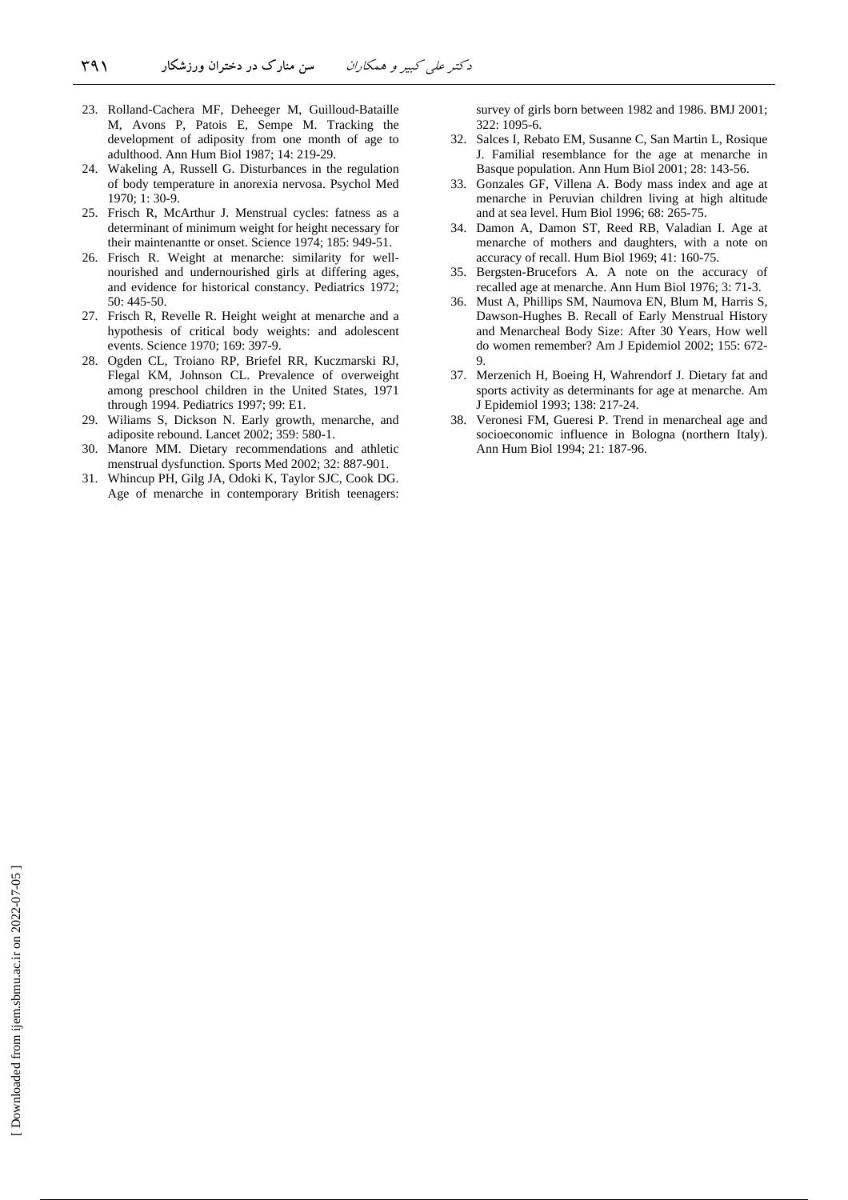23. Rolland-Cachera MF, Deheeger M, Guilloud-Bataille M, Avons P, Patois E, Sempe M. Tracking the development of adiposity from one month of age to adulthood. Ann Hum Biol 1987; 14: 219-29.
24. Wakeling A, Russell G. Disturbances in the regulation of body temperature in anorexia nervosa. Psychol Med 1970; 1: 30-9.
25. Frisch R, McArthur J. Menstrual cycles: fatness as a determinant of minimum weight for height necessary for their maintenantte or onset. Science 1974; 185: 949-51.
26. Frisch R. Weight at menarche: similarity for well-nourished and undernourished girls at differing ages, and evidence for historical constancy. Pediatrics 1972; 50: 445-50.
27. Frisch R, Revelle R. Height weight at menarche and a hypothesis of critical body weights: and adolescent events. Science 1970; 169: 397-9.
28. Ogden CL, Troiano RP, Briefel RR, Kuczmarski RJ, Flegal KM, Johnson CL. Prevalence of overweight among preschool children in the United States, 1971 through 1994. Pediatrics 1997; 99: E1.
29. Wiliams S, Dickson N. Early growth, menarche, and adiposite rebound. Lancet 2002; 359: 580-1.
30. Manore MM. Dietary recommendations and athletic menstrual dysfunction. Sports Med 2002; 32: 887-901.
31. Whincup PH, Gilg JA, Odoki K, Taylor SJC, Cook DG. Age of menarche in contemporary British teenagers: survey of girls born between 1982 and 1986. BMJ 2001; 322: 1095-6.
32. Salces I, Rebato EM, Susanne C, San Martin L, Rosique J. Familial resemblance for the age at menarche in Basque population. Ann Hum Biol 2001; 28: 143-56.
33. Gonzales GF, Villena A. Body mass index and age at menarche in Peruvian children living at high altitude and at sea level. Hum Biol 1996; 68: 265-75.
34. Damon A, Damon ST, Reed RB, Valadian I. Age at menarche of mothers and daughters, with a note on accuracy of recall. Hum Biol 1969; 41: 160-75.
35. Bergsten-Brucefors A. A note on the accuracy of recalled age at menarche. Ann Hum Biol 1976; 3: 71-3.
36. Must A, Phillips SM, Naumova EN, Blum M, Harris S, Dawson-Hughes B. Recall of Early Menstrual History and Menarcheal Body Size: After 30 Years, How well do women remember? Am J Epidemiol 2002; 155: 672-9.
37. Merzenich H, Boeing H, Wahrendorf J. Dietary fat and sports activity as determinants for age at menarche. Am J Epidemiol 1993; 138: 217-24.
38. Veronesi FM, Gueresi P. Trend in menarcheal age and socioeconomic influence in Bologna (northern Italy). Ann Hum Biol 1994; 21: 187-96.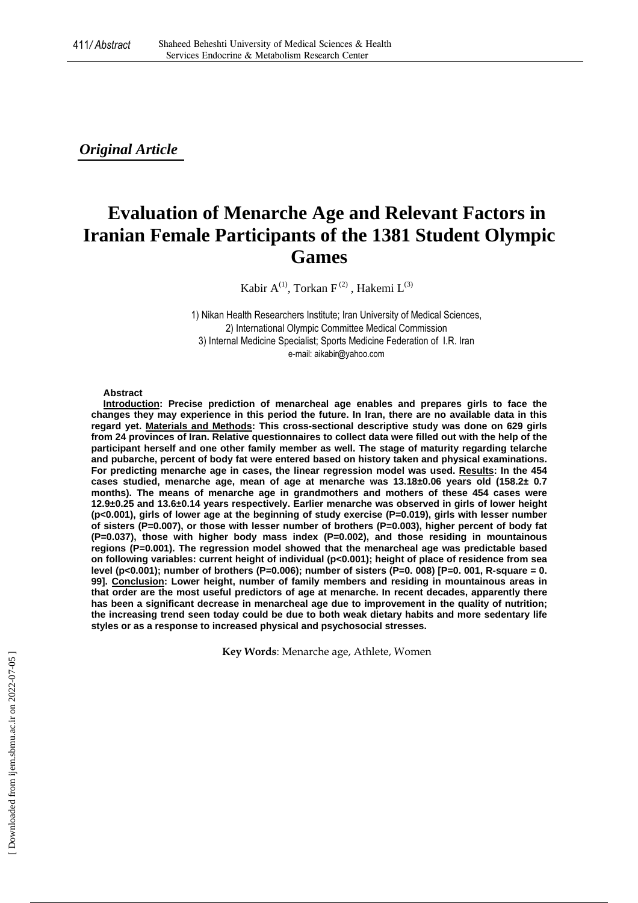*Original Article*

# Evaluation of Menarche Age and Relevant Factors in Iranian Female Participants of the 1381 Student Olympic Games

Kabir A[1], Torkan F[2], Hakemi L[3]

1) Nikan Health Researchers Institute; Iran University of Medical Sciences,
2) International Olympic Committee Medical Commission
3) Internal Medicine Specialist; Sports Medicine Federation of I.R. Iran
e-mail: aikabir@yahoo.com

**Abstract**

**Introduction: Precise prediction of menarcheal age enables and prepares girls to face the changes they may experience in this period the future. In Iran, there are no available data in this regard yet. Materials and Methods: This cross-sectional descriptive study was done on 629 girls from 24 provinces of Iran. Relative questionnaires to collect data were filled out with the help of the participant herself and one other family member as well. The stage of maturity regarding telarche and pubarche, percent of body fat were entered based on history taken and physical examinations. For predicting menarche age in cases, the linear regression model was used. Results: In the 454 cases studied, menarche age, mean of age at menarche was 13.18±0.06 years old (158.2± 0.7 months). The means of menarche age in grandmothers and mothers of these 454 cases were 12.9±0.25 and 13.6±0.14 years respectively. Earlier menarche was observed in girls of lower height (p<0.001), girls of lower age at the beginning of study exercise (P=0.019), girls with lesser number of sisters (P=0.007), or those with lesser number of brothers (P=0.003), higher percent of body fat (P=0.037), those with higher body mass index (P=0.002), and those residing in mountainous regions (P=0.001). The regression model showed that the menarcheal age was predictable based on following variables: current height of individual (p<0.001); height of place of residence from sea level (p<0.001); number of brothers (P=0.006); number of sisters (P=0. 008) [P=0. 001, R-square = 0. 99]. Conclusion: Lower height, number of family members and residing in mountainous areas in that order are the most useful predictors of age at menarche. In recent decades, apparently there has been a significant decrease in menarcheal age due to improvement in the quality of nutrition; the increasing trend seen today could be due to both weak dietary habits and more sedentary life styles or as a response to increased physical and psychosocial stresses.**

**Key Words**: Menarche age, Athlete, Women